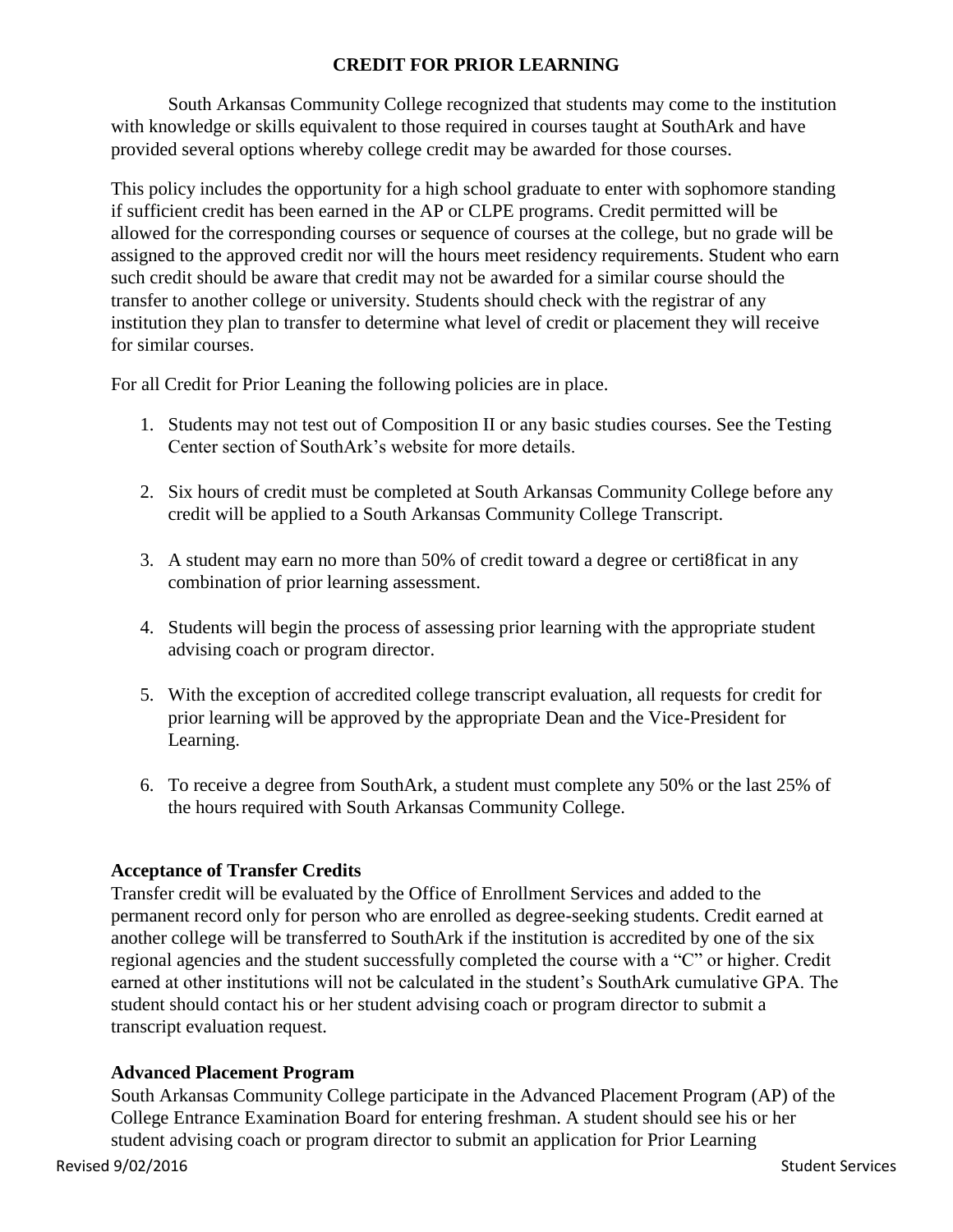# CREDIT FOR PRIOR LEARNING

South Arkansas Community College recognized that students may come to the institution with knowledge or skills equivalent to those required in courses taught at SouthArk and have provided several options whereby college credit may be awarded for those courses.

This policy includes the opportunity for a high school graduate to enter with sophomore standing if sufficient credit has been earned in the AP or CLPE programs. Credit permitted will be allowed for the corresponding courses or sequence of courses at the college, but no grade will be assigned to the approved credit nor will the hours meet residency requirements. Student who earn such credit should be aware that credit may not be awarded for a similar course should the transfer to another college or university. Students should check with the registrar of any institution they plan to transfer to determine what level of credit or placement they will receive for similar courses.

For all Credit for Prior Leaning the following policies are in place.

1. Students may not test out of Composition II or any basic studies courses. See the Testing Center section of SouthArk's website for more details.

2. Six hours of credit must be completed at South Arkansas Community College before any credit will be applied to a South Arkansas Community College Transcript.

3. A student may earn no more than 50% of credit toward a degree or certi8ficat in any combination of prior learning assessment.

4. Students will begin the process of assessing prior learning with the appropriate student advising coach or program director.

5. With the exception of accredited college transcript evaluation, all requests for credit for prior learning will be approved by the appropriate Dean and the Vice-President for Learning.

6. To receive a degree from SouthArk, a student must complete any 50% or the last 25% of the hours required with South Arkansas Community College.

### Acceptance of Transfer Credits

Transfer credit will be evaluated by the Office of Enrollment Services and added to the permanent record only for person who are enrolled as degree-seeking students. Credit earned at another college will be transferred to SouthArk if the institution is accredited by one of the six regional agencies and the student successfully completed the course with a "C" or higher. Credit earned at other institutions will not be calculated in the student's SouthArk cumulative GPA. The student should contact his or her student advising coach or program director to submit a transcript evaluation request.

### Advanced Placement Program

South Arkansas Community College participate in the Advanced Placement Program (AP) of the College Entrance Examination Board for entering freshman. A student should see his or her student advising coach or program director to submit an application for Prior Learning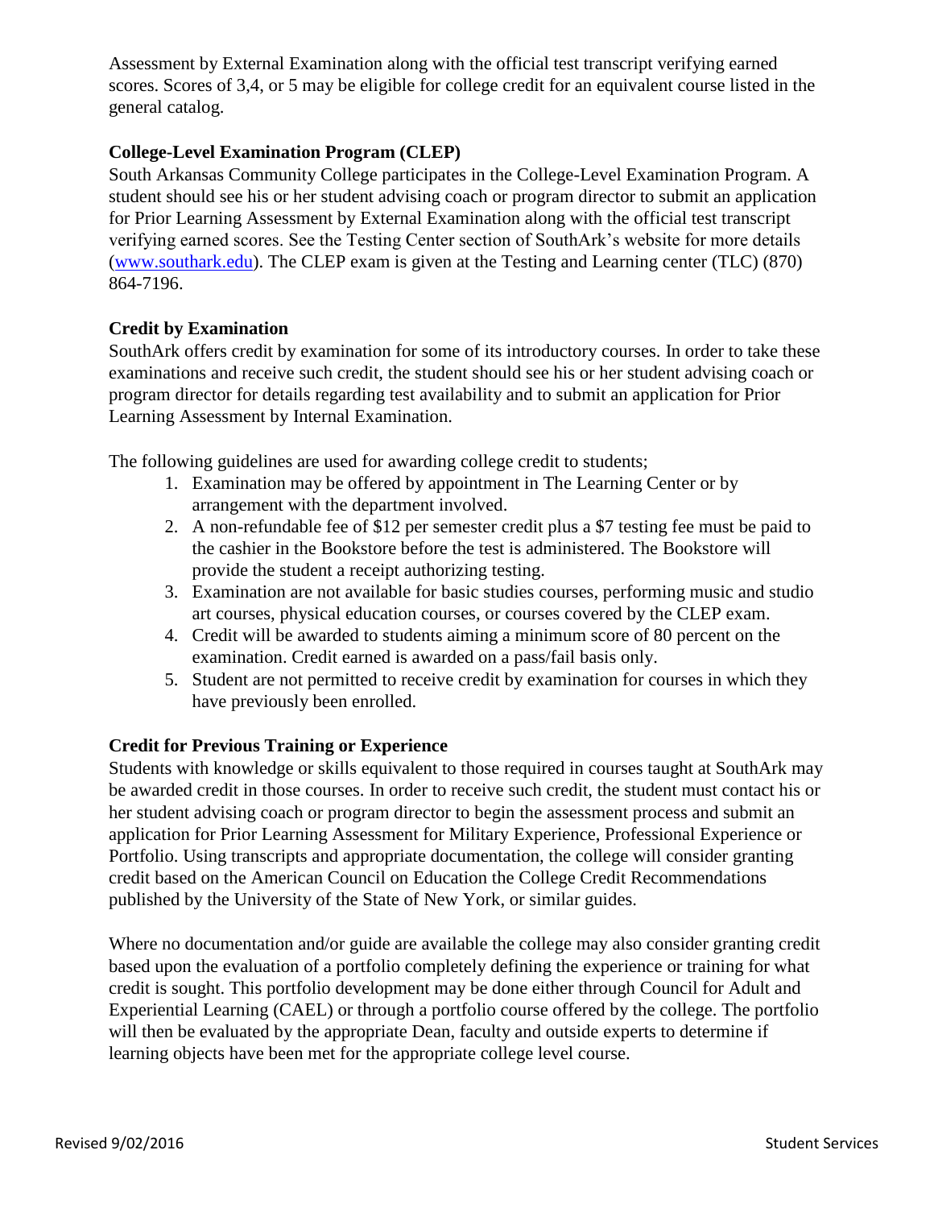Assessment by External Examination along with the official test transcript verifying earned scores. Scores of 3,4, or 5 may be eligible for college credit for an equivalent course listed in the general catalog.

**College-Level Examination Program (CLEP)**

South Arkansas Community College participates in the College-Level Examination Program. A student should see his or her student advising coach or program director to submit an application for Prior Learning Assessment by External Examination along with the official test transcript verifying earned scores. See the Testing Center section of SouthArk's website for more details (www.southark.edu). The CLEP exam is given at the Testing and Learning center (TLC) (870) 864-7196.

**Credit by Examination**

SouthArk offers credit by examination for some of its introductory courses. In order to take these examinations and receive such credit, the student should see his or her student advising coach or program director for details regarding test availability and to submit an application for Prior Learning Assessment by Internal Examination.

The following guidelines are used for awarding college credit to students;

1. Examination may be offered by appointment in The Learning Center or by arrangement with the department involved.
2. A non-refundable fee of $12 per semester credit plus a $7 testing fee must be paid to the cashier in the Bookstore before the test is administered. The Bookstore will provide the student a receipt authorizing testing.
3. Examination are not available for basic studies courses, performing music and studio art courses, physical education courses, or courses covered by the CLEP exam.
4. Credit will be awarded to students aiming a minimum score of 80 percent on the examination. Credit earned is awarded on a pass/fail basis only.
5. Student are not permitted to receive credit by examination for courses in which they have previously been enrolled.

**Credit for Previous Training or Experience**

Students with knowledge or skills equivalent to those required in courses taught at SouthArk may be awarded credit in those courses. In order to receive such credit, the student must contact his or her student advising coach or program director to begin the assessment process and submit an application for Prior Learning Assessment for Military Experience, Professional Experience or Portfolio. Using transcripts and appropriate documentation, the college will consider granting credit based on the American Council on Education the College Credit Recommendations published by the University of the State of New York, or similar guides.

Where no documentation and/or guide are available the college may also consider granting credit based upon the evaluation of a portfolio completely defining the experience or training for what credit is sought. This portfolio development may be done either through Council for Adult and Experiential Learning (CAEL) or through a portfolio course offered by the college. The portfolio will then be evaluated by the appropriate Dean, faculty and outside experts to determine if learning objects have been met for the appropriate college level course.